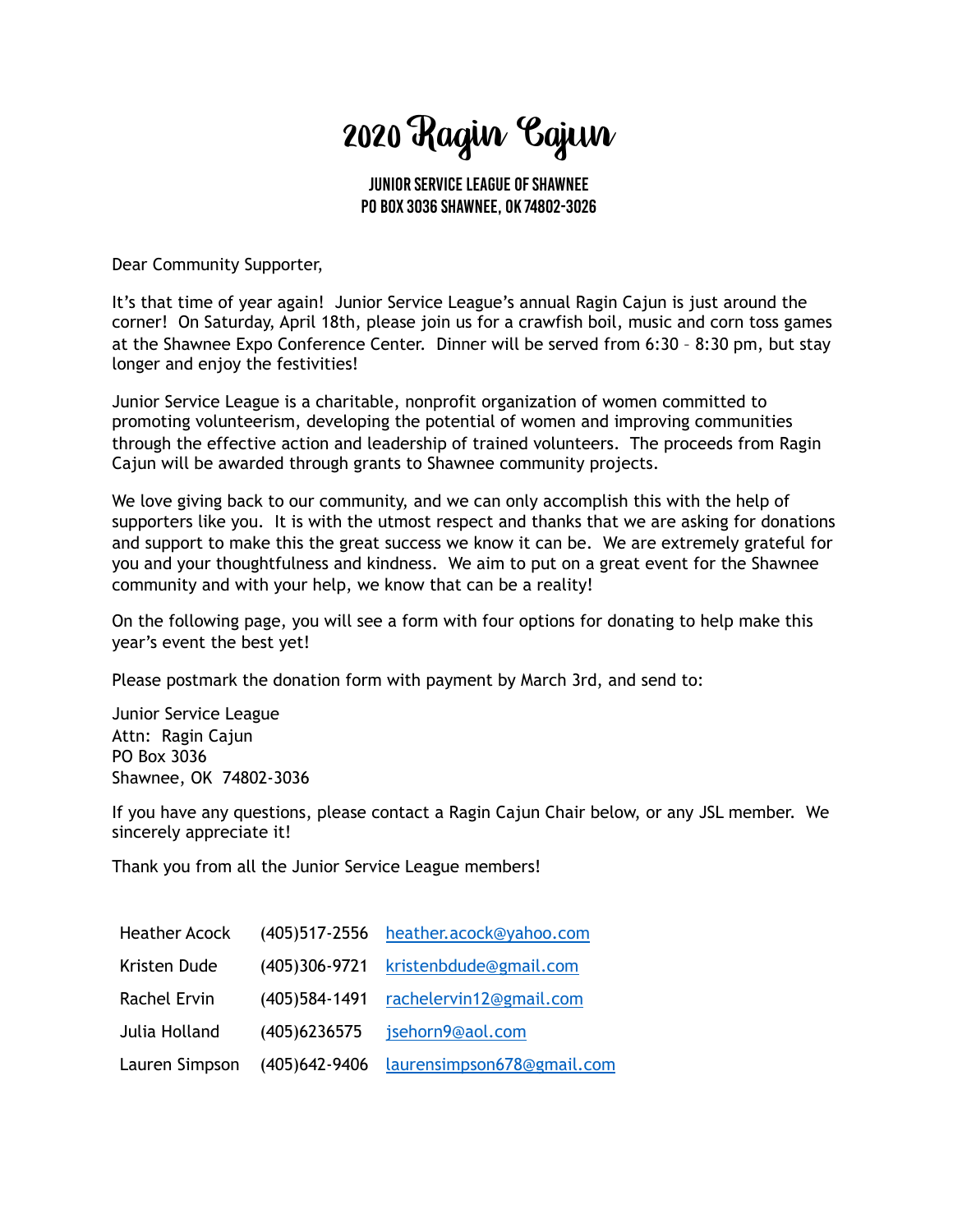# 2020 Ragin Cajun

**JUNIOR SERVICE LEAGUE OF SHAWNEE**
**PO BOX 3036 SHAWNEE, OK 74802-3026**

Dear Community Supporter,

It's that time of year again! Junior Service League's annual Ragin Cajun is just around the corner! On Saturday, April 18th, please join us for a crawfish boil, music and corn toss games at the Shawnee Expo Conference Center. Dinner will be served from 6:30 – 8:30 pm, but stay longer and enjoy the festivities!

Junior Service League is a charitable, nonprofit organization of women committed to promoting volunteerism, developing the potential of women and improving communities through the effective action and leadership of trained volunteers. The proceeds from Ragin Cajun will be awarded through grants to Shawnee community projects.

We love giving back to our community, and we can only accomplish this with the help of supporters like you. It is with the utmost respect and thanks that we are asking for donations and support to make this the great success we know it can be. We are extremely grateful for you and your thoughtfulness and kindness. We aim to put on a great event for the Shawnee community and with your help, we know that can be a reality!

On the following page, you will see a form with four options for donating to help make this year's event the best yet!

Please postmark the donation form with payment by March 3rd, and send to:

Junior Service League
Attn: Ragin Cajun
PO Box 3036
Shawnee, OK 74802-3036

If you have any questions, please contact a Ragin Cajun Chair below, or any JSL member. We sincerely appreciate it!

Thank you from all the Junior Service League members!

| | | |
|---|---|---|
| Heather Acock | (405)517-2556 | heather.acock@yahoo.com |
| Kristen Dude | (405)306-9721 | kristenbdude@gmail.com |
| Rachel Ervin | (405)584-1491 | rachelervin12@gmail.com |
| Julia Holland | (405)6236575 | jsehorn9@aol.com |
| Lauren Simpson | (405)642-9406 | laurensimpson678@gmail.com |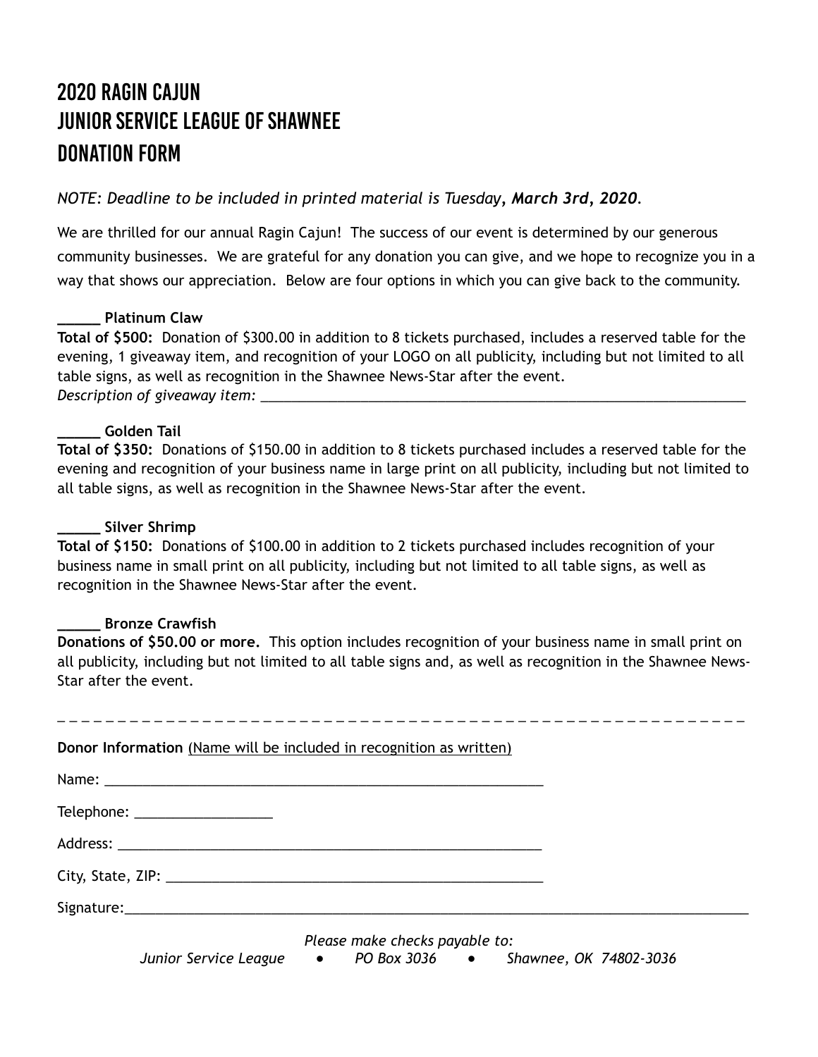# 2020 RAGIN CAJUN
# JUNIOR SERVICE LEAGUE OF SHAWNEE
# DONATION FORM

*NOTE: Deadline to be included in printed material is Tuesday, **March 3rd, 2020**.*

We are thrilled for our annual Ragin Cajun! The success of our event is determined by our generous community businesses. We are grateful for any donation you can give, and we hope to recognize you in a way that shows our appreciation. Below are four options in which you can give back to the community.

**_____ Platinum Claw**
**Total of $500:** Donation of $300.00 in addition to 8 tickets purchased, includes a reserved table for the evening, 1 giveaway item, and recognition of your LOGO on all publicity, including but not limited to all table signs, as well as recognition in the Shawnee News-Star after the event.
*Description of giveaway item:* ____________________________________________________________

**_____ Golden Tail**
**Total of $350:** Donations of $150.00 in addition to 8 tickets purchased includes a reserved table for the evening and recognition of your business name in large print on all publicity, including but not limited to all table signs, as well as recognition in the Shawnee News-Star after the event.

**_____ Silver Shrimp**
**Total of $150:** Donations of $100.00 in addition to 2 tickets purchased includes recognition of your business name in small print on all publicity, including but not limited to all table signs, as well as recognition in the Shawnee News-Star after the event.

**_____ Bronze Crawfish**
**Donations of $50.00 or more.** This option includes recognition of your business name in small print on all publicity, including but not limited to all table signs and, as well as recognition in the Shawnee News-Star after the event.

_ _ _ _ _ _ _ _ _ _ _ _ _ _ _ _ _ _ _ _ _ _ _ _ _ _ _ _ _ _ _ _ _ _ _ _ _ _ _ _ _ _ _ _ _ _ _ _ _ _ _ _ _ _ _ _ _ _ _ _

**Donor Information** <u>(Name will be included in recognition as written)</u>

Name: ____________________________________________________

Telephone: ________________

Address: __________________________________________________

City, State, ZIP: ____________________________________________

Signature:__________________________________________________________________________

*Please make checks payable to:*
*Junior Service League • PO Box 3036 • Shawnee, OK 74802-3036*